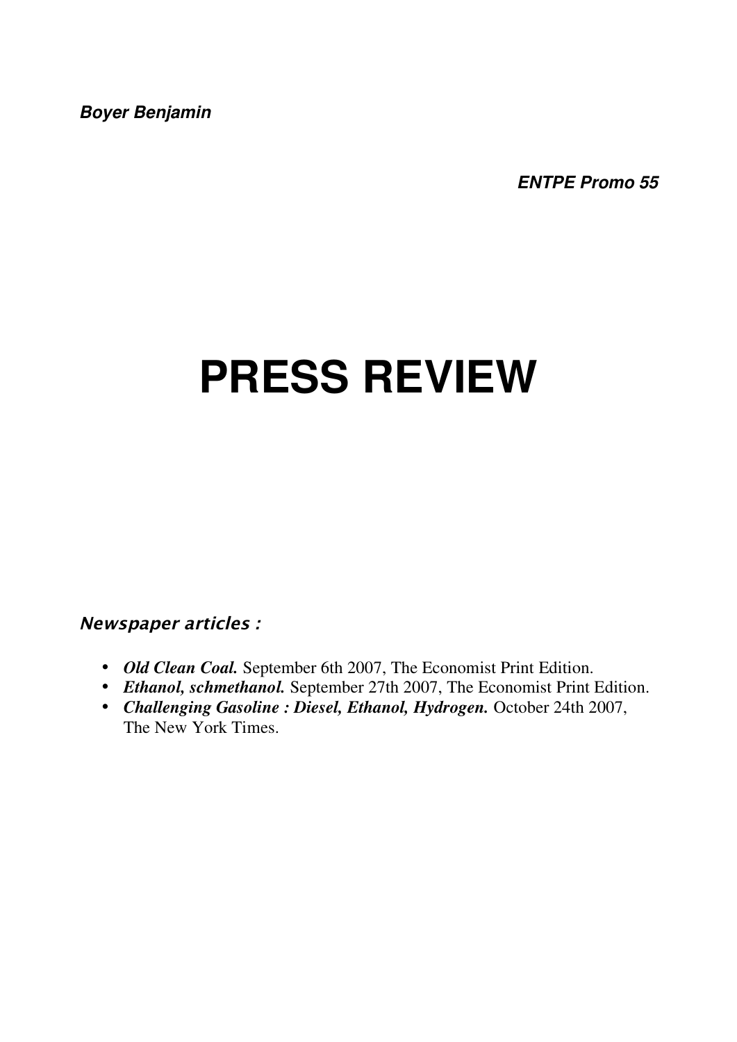***Boyer Benjamin***

***ENTPE Promo 55***

# PRESS REVIEW

*Newspaper articles :*

- ***Old Clean Coal.*** September 6th 2007, The Economist Print Edition.
- ***Ethanol, schmethanol.*** September 27th 2007, The Economist Print Edition.
- ***Challenging Gasoline : Diesel, Ethanol, Hydrogen.*** October 24th 2007, The New York Times.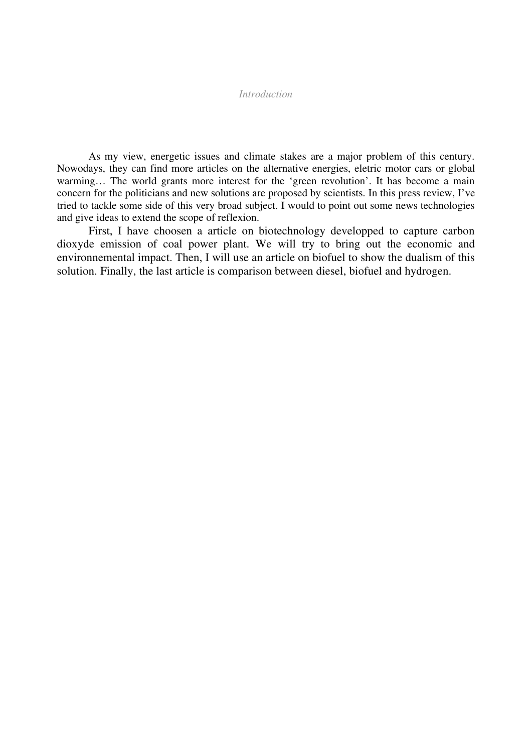*Introduction*

As my view, energetic issues and climate stakes are a major problem of this century. Nowodays, they can find more articles on the alternative energies, eletric motor cars or global warming… The world grants more interest for the 'green revolution'. It has become a main concern for the politicians and new solutions are proposed by scientists. In this press review, I've tried to tackle some side of this very broad subject. I would to point out some news technologies and give ideas to extend the scope of reflexion.

First, I have choosen a article on biotechnology developped to capture carbon dioxyde emission of coal power plant. We will try to bring out the economic and environnemental impact. Then, I will use an article on biofuel to show the dualism of this solution. Finally, the last article is comparison between diesel, biofuel and hydrogen.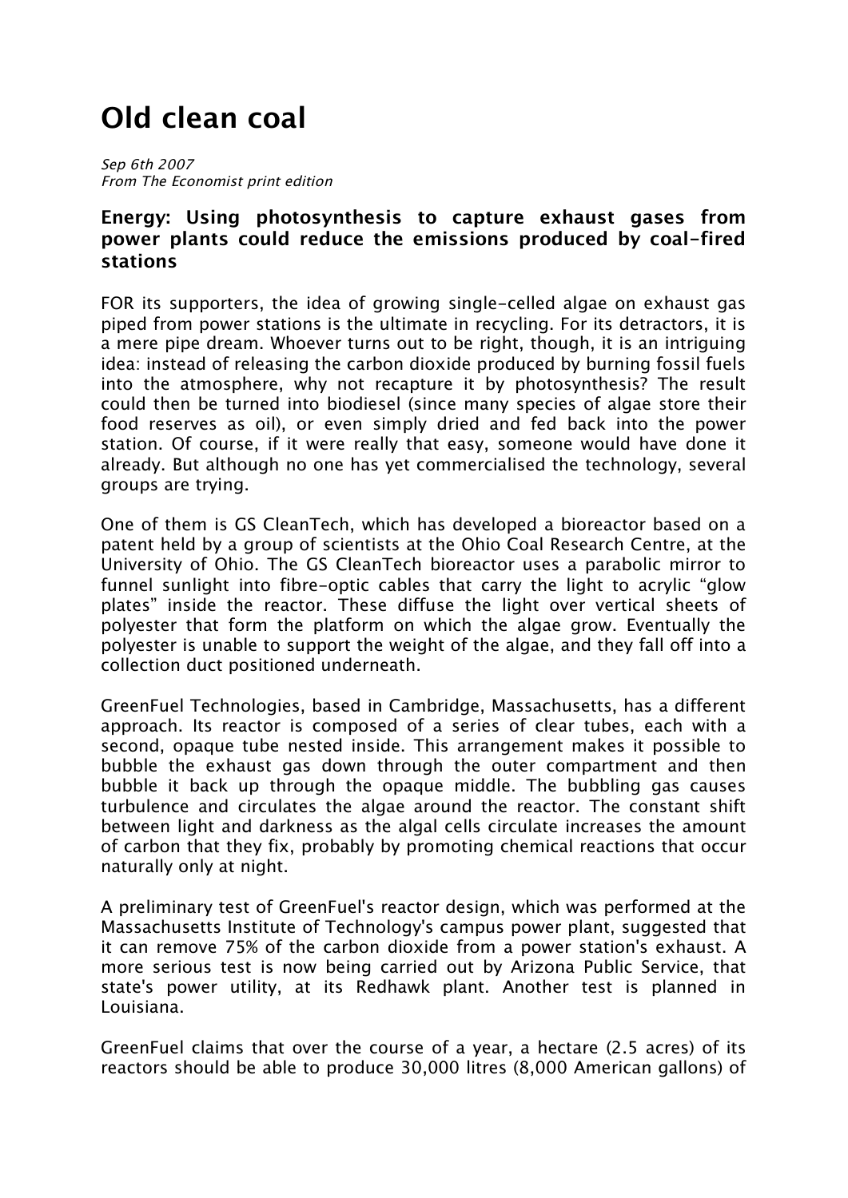# Old clean coal

*Sep 6th 2007*
*From The Economist print edition*

### Energy: Using photosynthesis to capture exhaust gases from power plants could reduce the emissions produced by coal-fired stations

FOR its supporters, the idea of growing single-celled algae on exhaust gas piped from power stations is the ultimate in recycling. For its detractors, it is a mere pipe dream. Whoever turns out to be right, though, it is an intriguing idea: instead of releasing the carbon dioxide produced by burning fossil fuels into the atmosphere, why not recapture it by photosynthesis? The result could then be turned into biodiesel (since many species of algae store their food reserves as oil), or even simply dried and fed back into the power station. Of course, if it were really that easy, someone would have done it already. But although no one has yet commercialised the technology, several groups are trying.

One of them is GS CleanTech, which has developed a bioreactor based on a patent held by a group of scientists at the Ohio Coal Research Centre, at the University of Ohio. The GS CleanTech bioreactor uses a parabolic mirror to funnel sunlight into fibre-optic cables that carry the light to acrylic "glow plates" inside the reactor. These diffuse the light over vertical sheets of polyester that form the platform on which the algae grow. Eventually the polyester is unable to support the weight of the algae, and they fall off into a collection duct positioned underneath.

GreenFuel Technologies, based in Cambridge, Massachusetts, has a different approach. Its reactor is composed of a series of clear tubes, each with a second, opaque tube nested inside. This arrangement makes it possible to bubble the exhaust gas down through the outer compartment and then bubble it back up through the opaque middle. The bubbling gas causes turbulence and circulates the algae around the reactor. The constant shift between light and darkness as the algal cells circulate increases the amount of carbon that they fix, probably by promoting chemical reactions that occur naturally only at night.

A preliminary test of GreenFuel's reactor design, which was performed at the Massachusetts Institute of Technology's campus power plant, suggested that it can remove 75% of the carbon dioxide from a power station's exhaust. A more serious test is now being carried out by Arizona Public Service, that state's power utility, at its Redhawk plant. Another test is planned in Louisiana.

GreenFuel claims that over the course of a year, a hectare (2.5 acres) of its reactors should be able to produce 30,000 litres (8,000 American gallons) of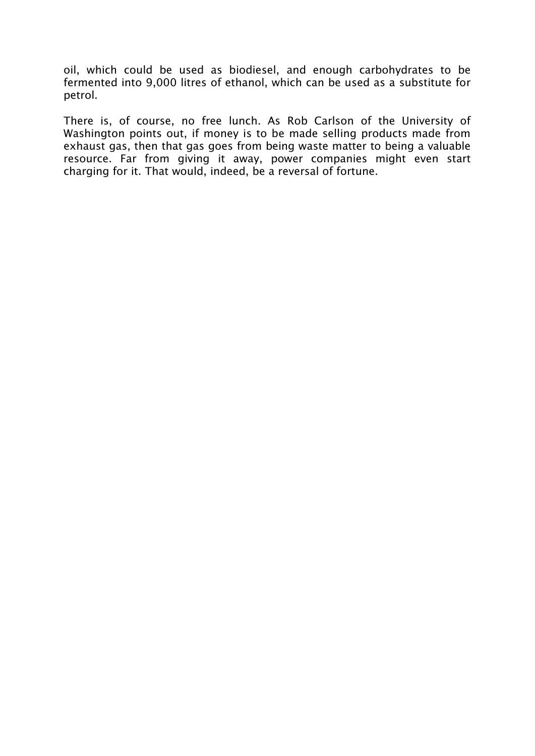oil, which could be used as biodiesel, and enough carbohydrates to be fermented into 9,000 litres of ethanol, which can be used as a substitute for petrol.

There is, of course, no free lunch. As Rob Carlson of the University of Washington points out, if money is to be made selling products made from exhaust gas, then that gas goes from being waste matter to being a valuable resource. Far from giving it away, power companies might even start charging for it. That would, indeed, be a reversal of fortune.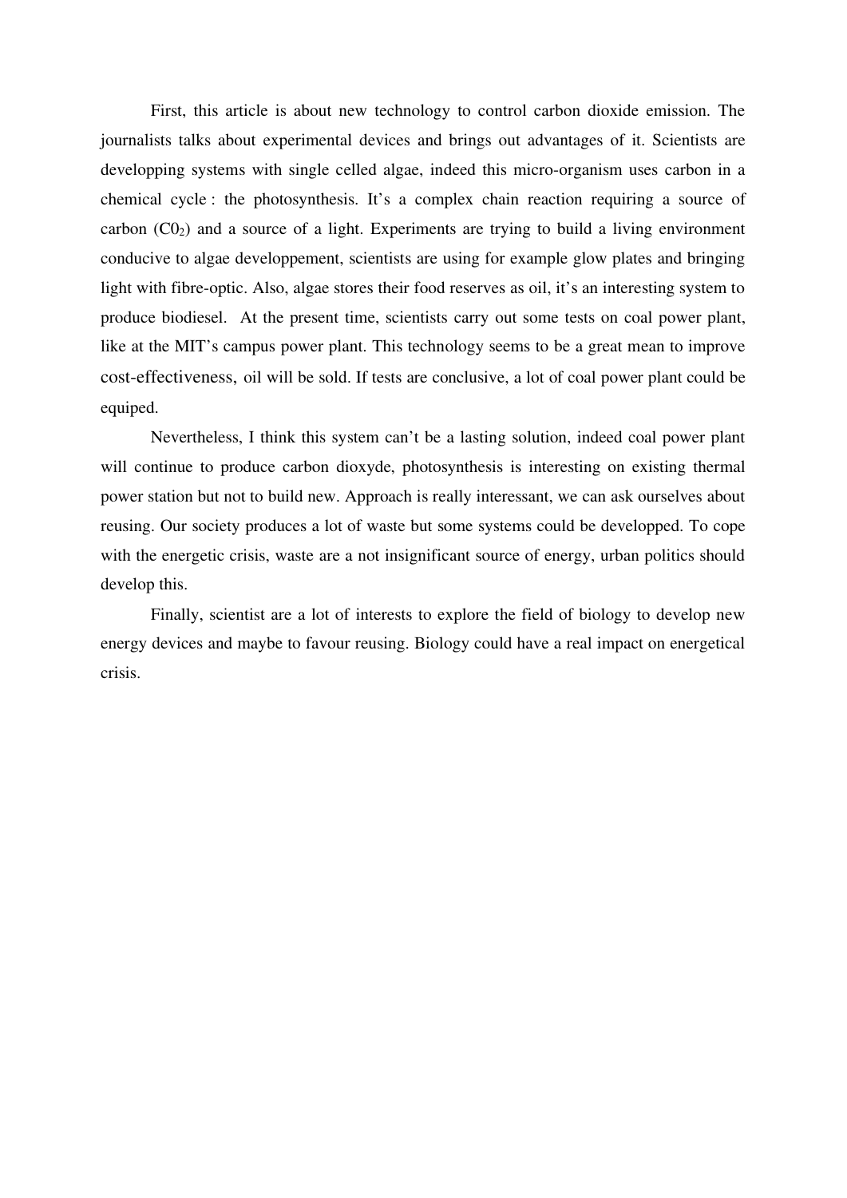First, this article is about new technology to control carbon dioxide emission. The journalists talks about experimental devices and brings out advantages of it. Scientists are developping systems with single celled algae, indeed this micro-organism uses carbon in a chemical cycle : the photosynthesis. It's a complex chain reaction requiring a source of carbon ($C0_2$) and a source of a light. Experiments are trying to build a living environment conducive to algae developpement, scientists are using for example glow plates and bringing light with fibre-optic. Also, algae stores their food reserves as oil, it's an interesting system to produce biodiesel. At the present time, scientists carry out some tests on coal power plant, like at the MIT's campus power plant. This technology seems to be a great mean to improve cost-effectiveness, oil will be sold. If tests are conclusive, a lot of coal power plant could be equiped.

Nevertheless, I think this system can't be a lasting solution, indeed coal power plant will continue to produce carbon dioxyde, photosynthesis is interesting on existing thermal power station but not to build new. Approach is really interessant, we can ask ourselves about reusing. Our society produces a lot of waste but some systems could be developped. To cope with the energetic crisis, waste are a not insignificant source of energy, urban politics should develop this.

Finally, scientist are a lot of interests to explore the field of biology to develop new energy devices and maybe to favour reusing. Biology could have a real impact on energetical crisis.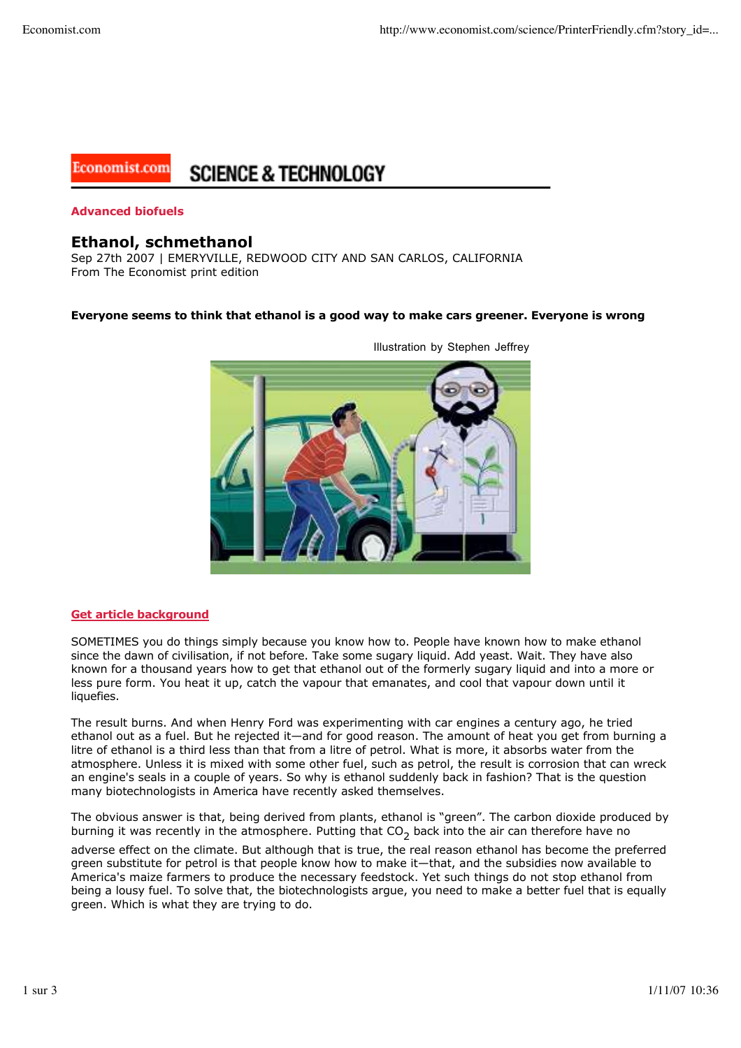Economist.com **SCIENCE & TECHNOLOGY**

**Advanced biofuels**

## Ethanol, schmethanol

Sep 27th 2007 | EMERYVILLE, REDWOOD CITY AND SAN CARLOS, CALIFORNIA
From The Economist print edition

**Everyone seems to think that ethanol is a good way to make cars greener. Everyone is wrong**

Illustration by Stephen Jeffrey

Get article background

SOMETIMES you do things simply because you know how to. People have known how to make ethanol since the dawn of civilisation, if not before. Take some sugary liquid. Add yeast. Wait. They have also known for a thousand years how to get that ethanol out of the formerly sugary liquid and into a more or less pure form. You heat it up, catch the vapour that emanates, and cool that vapour down until it liquefies.

The result burns. And when Henry Ford was experimenting with car engines a century ago, he tried ethanol out as a fuel. But he rejected it—and for good reason. The amount of heat you get from burning a litre of ethanol is a third less than that from a litre of petrol. What is more, it absorbs water from the atmosphere. Unless it is mixed with some other fuel, such as petrol, the result is corrosion that can wreck an engine's seals in a couple of years. So why is ethanol suddenly back in fashion? That is the question many biotechnologists in America have recently asked themselves.

The obvious answer is that, being derived from plants, ethanol is "green". The carbon dioxide produced by burning it was recently in the atmosphere. Putting that $CO_2$ back into the air can therefore have no adverse effect on the climate. But although that is true, the real reason ethanol has become the preferred green substitute for petrol is that people know how to make it—that, and the subsidies now available to America's maize farmers to produce the necessary feedstock. Yet such things do not stop ethanol from being a lousy fuel. To solve that, the biotechnologists argue, you need to make a better fuel that is equally green. Which is what they are trying to do.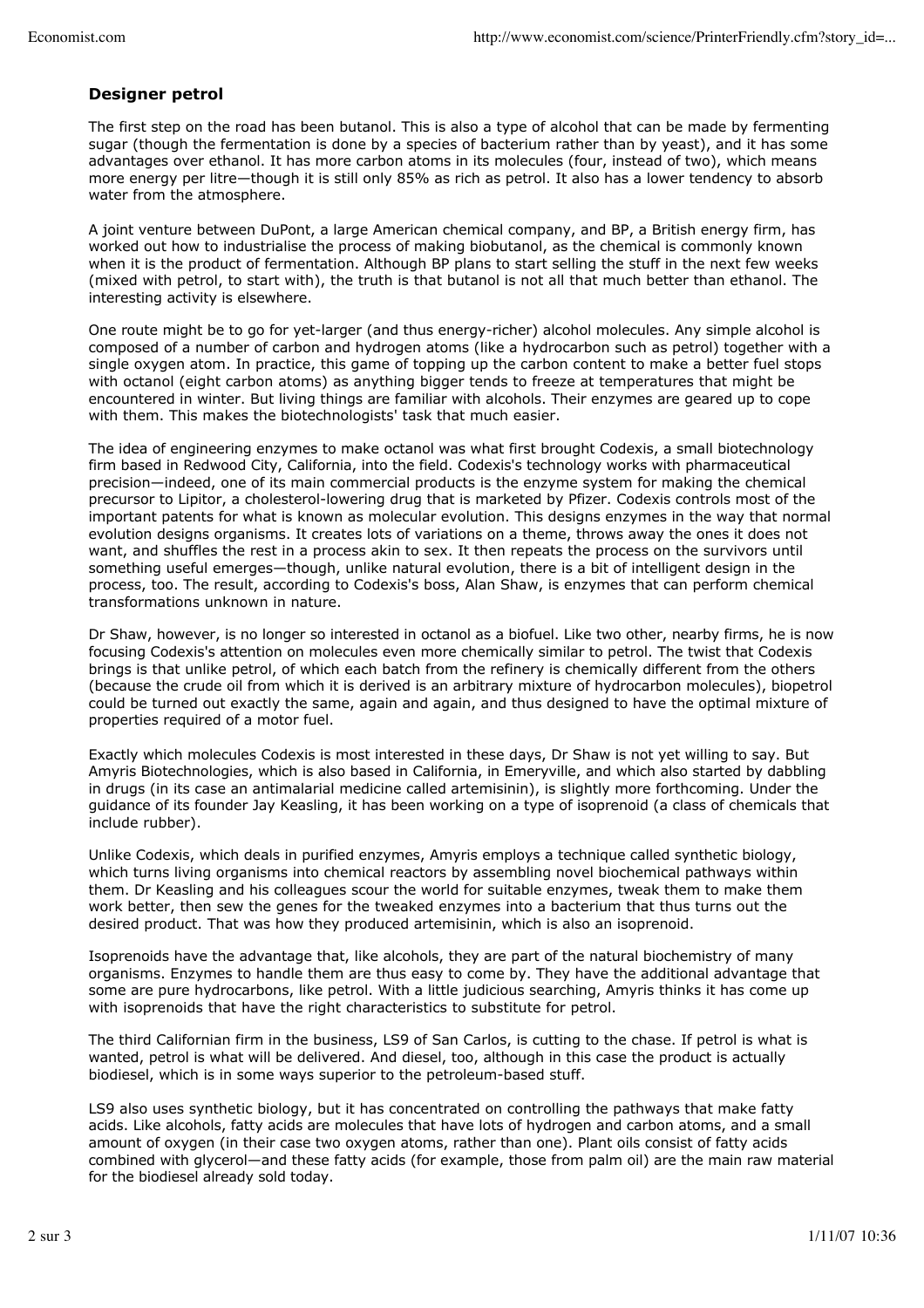### Designer petrol

The first step on the road has been butanol. This is also a type of alcohol that can be made by fermenting sugar (though the fermentation is done by a species of bacterium rather than by yeast), and it has some advantages over ethanol. It has more carbon atoms in its molecules (four, instead of two), which means more energy per litre—though it is still only 85% as rich as petrol. It also has a lower tendency to absorb water from the atmosphere.

A joint venture between DuPont, a large American chemical company, and BP, a British energy firm, has worked out how to industrialise the process of making biobutanol, as the chemical is commonly known when it is the product of fermentation. Although BP plans to start selling the stuff in the next few weeks (mixed with petrol, to start with), the truth is that butanol is not all that much better than ethanol. The interesting activity is elsewhere.

One route might be to go for yet-larger (and thus energy-richer) alcohol molecules. Any simple alcohol is composed of a number of carbon and hydrogen atoms (like a hydrocarbon such as petrol) together with a single oxygen atom. In practice, this game of topping up the carbon content to make a better fuel stops with octanol (eight carbon atoms) as anything bigger tends to freeze at temperatures that might be encountered in winter. But living things are familiar with alcohols. Their enzymes are geared up to cope with them. This makes the biotechnologists' task that much easier.

The idea of engineering enzymes to make octanol was what first brought Codexis, a small biotechnology firm based in Redwood City, California, into the field. Codexis's technology works with pharmaceutical precision—indeed, one of its main commercial products is the enzyme system for making the chemical precursor to Lipitor, a cholesterol-lowering drug that is marketed by Pfizer. Codexis controls most of the important patents for what is known as molecular evolution. This designs enzymes in the way that normal evolution designs organisms. It creates lots of variations on a theme, throws away the ones it does not want, and shuffles the rest in a process akin to sex. It then repeats the process on the survivors until something useful emerges—though, unlike natural evolution, there is a bit of intelligent design in the process, too. The result, according to Codexis's boss, Alan Shaw, is enzymes that can perform chemical transformations unknown in nature.

Dr Shaw, however, is no longer so interested in octanol as a biofuel. Like two other, nearby firms, he is now focusing Codexis's attention on molecules even more chemically similar to petrol. The twist that Codexis brings is that unlike petrol, of which each batch from the refinery is chemically different from the others (because the crude oil from which it is derived is an arbitrary mixture of hydrocarbon molecules), biopetrol could be turned out exactly the same, again and again, and thus designed to have the optimal mixture of properties required of a motor fuel.

Exactly which molecules Codexis is most interested in these days, Dr Shaw is not yet willing to say. But Amyris Biotechnologies, which is also based in California, in Emeryville, and which also started by dabbling in drugs (in its case an antimalarial medicine called artemisinin), is slightly more forthcoming. Under the guidance of its founder Jay Keasling, it has been working on a type of isoprenoid (a class of chemicals that include rubber).

Unlike Codexis, which deals in purified enzymes, Amyris employs a technique called synthetic biology, which turns living organisms into chemical reactors by assembling novel biochemical pathways within them. Dr Keasling and his colleagues scour the world for suitable enzymes, tweak them to make them work better, then sew the genes for the tweaked enzymes into a bacterium that thus turns out the desired product. That was how they produced artemisinin, which is also an isoprenoid.

Isoprenoids have the advantage that, like alcohols, they are part of the natural biochemistry of many organisms. Enzymes to handle them are thus easy to come by. They have the additional advantage that some are pure hydrocarbons, like petrol. With a little judicious searching, Amyris thinks it has come up with isoprenoids that have the right characteristics to substitute for petrol.

The third Californian firm in the business, LS9 of San Carlos, is cutting to the chase. If petrol is what is wanted, petrol is what will be delivered. And diesel, too, although in this case the product is actually biodiesel, which is in some ways superior to the petroleum-based stuff.

LS9 also uses synthetic biology, but it has concentrated on controlling the pathways that make fatty acids. Like alcohols, fatty acids are molecules that have lots of hydrogen and carbon atoms, and a small amount of oxygen (in their case two oxygen atoms, rather than one). Plant oils consist of fatty acids combined with glycerol—and these fatty acids (for example, those from palm oil) are the main raw material for the biodiesel already sold today.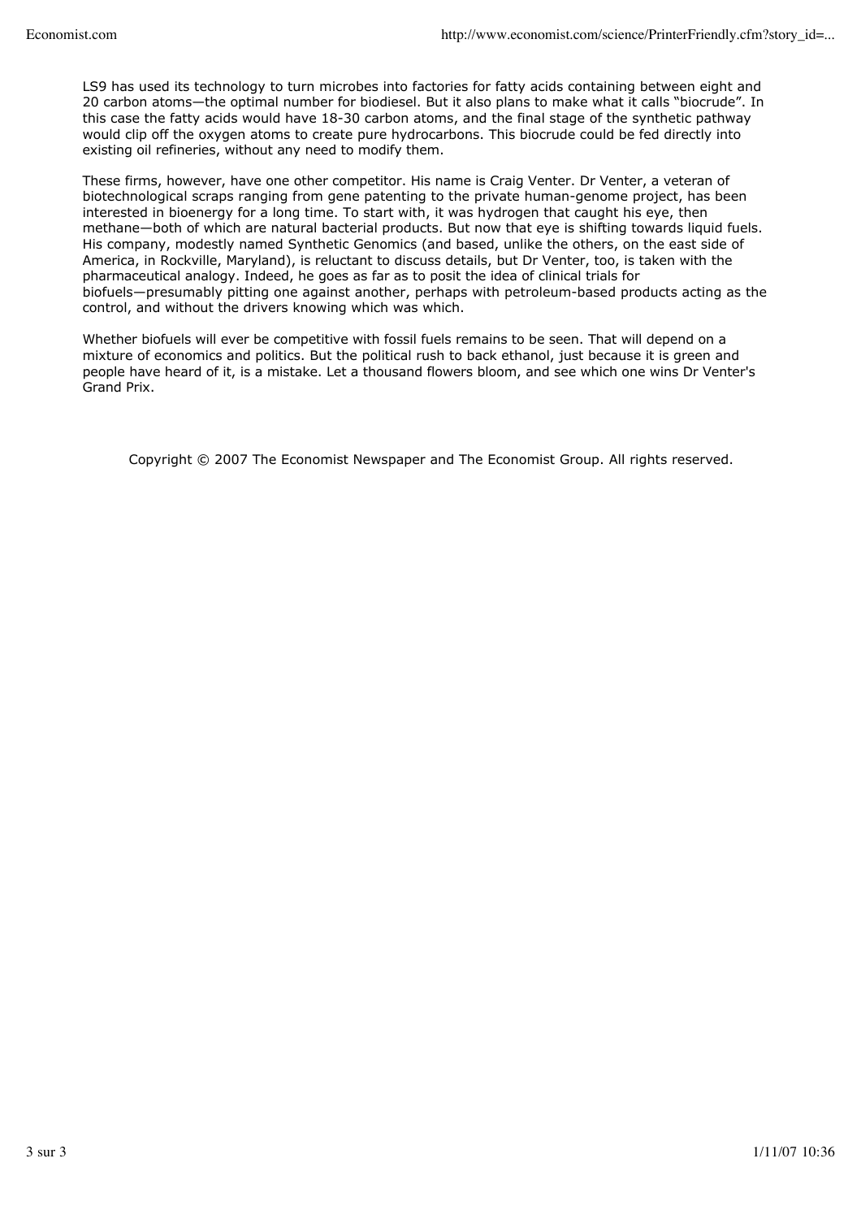LS9 has used its technology to turn microbes into factories for fatty acids containing between eight and 20 carbon atoms—the optimal number for biodiesel. But it also plans to make what it calls “biocrude”. In this case the fatty acids would have 18-30 carbon atoms, and the final stage of the synthetic pathway would clip off the oxygen atoms to create pure hydrocarbons. This biocrude could be fed directly into existing oil refineries, without any need to modify them.

These firms, however, have one other competitor. His name is Craig Venter. Dr Venter, a veteran of biotechnological scraps ranging from gene patenting to the private human-genome project, has been interested in bioenergy for a long time. To start with, it was hydrogen that caught his eye, then methane—both of which are natural bacterial products. But now that eye is shifting towards liquid fuels. His company, modestly named Synthetic Genomics (and based, unlike the others, on the east side of America, in Rockville, Maryland), is reluctant to discuss details, but Dr Venter, too, is taken with the pharmaceutical analogy. Indeed, he goes as far as to posit the idea of clinical trials for biofuels—presumably pitting one against another, perhaps with petroleum-based products acting as the control, and without the drivers knowing which was which.

Whether biofuels will ever be competitive with fossil fuels remains to be seen. That will depend on a mixture of economics and politics. But the political rush to back ethanol, just because it is green and people have heard of it, is a mistake. Let a thousand flowers bloom, and see which one wins Dr Venter's Grand Prix.

Copyright © 2007 The Economist Newspaper and The Economist Group. All rights reserved.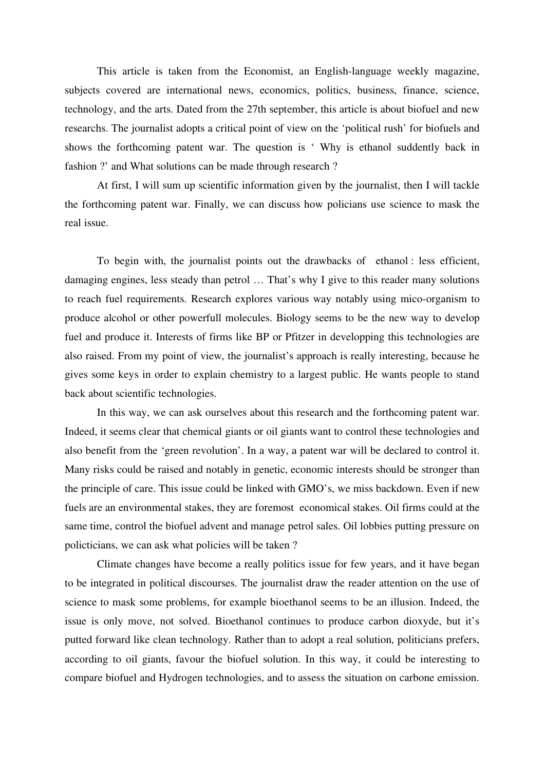This article is taken from the Economist, an English-language weekly magazine, subjects covered are international news, economics, politics, business, finance, science, technology, and the arts. Dated from the 27th september, this article is about biofuel and new researchs. The journalist adopts a critical point of view on the 'political rush' for biofuels and shows the forthcoming patent war. The question is ' Why is ethanol suddently back in fashion ?' and What solutions can be made through research ?

At first, I will sum up scientific information given by the journalist, then I will tackle the forthcoming patent war. Finally, we can discuss how policians use science to mask the real issue.

To begin with, the journalist points out the drawbacks of ethanol : less efficient, damaging engines, less steady than petrol … That's why I give to this reader many solutions to reach fuel requirements. Research explores various way notably using mico-organism to produce alcohol or other powerfull molecules. Biology seems to be the new way to develop fuel and produce it. Interests of firms like BP or Pfitzer in developping this technologies are also raised. From my point of view, the journalist's approach is really interesting, because he gives some keys in order to explain chemistry to a largest public. He wants people to stand back about scientific technologies.

In this way, we can ask ourselves about this research and the forthcoming patent war. Indeed, it seems clear that chemical giants or oil giants want to control these technologies and also benefit from the 'green revolution'. In a way, a patent war will be declared to control it. Many risks could be raised and notably in genetic, economic interests should be stronger than the principle of care. This issue could be linked with GMO's, we miss backdown. Even if new fuels are an environmental stakes, they are foremost economical stakes. Oil firms could at the same time, control the biofuel advent and manage petrol sales. Oil lobbies putting pressure on polictician s, we can ask what policies will be taken ?

Climate changes have become a really politics issue for few years, and it have began to be integrated in political discourses. The journalist draw the reader attention on the use of science to mask some problems, for example bioethanol seems to be an illusion. Indeed, the issue is only move, not solved. Bioethanol continues to produce carbon dioxyde, but it's putted forward like clean technology. Rather than to adopt a real solution, politicians prefers, according to oil giants, favour the biofuel solution. In this way, it could be interesting to compare biofuel and Hydrogen technologies, and to assess the situation on carbone emission.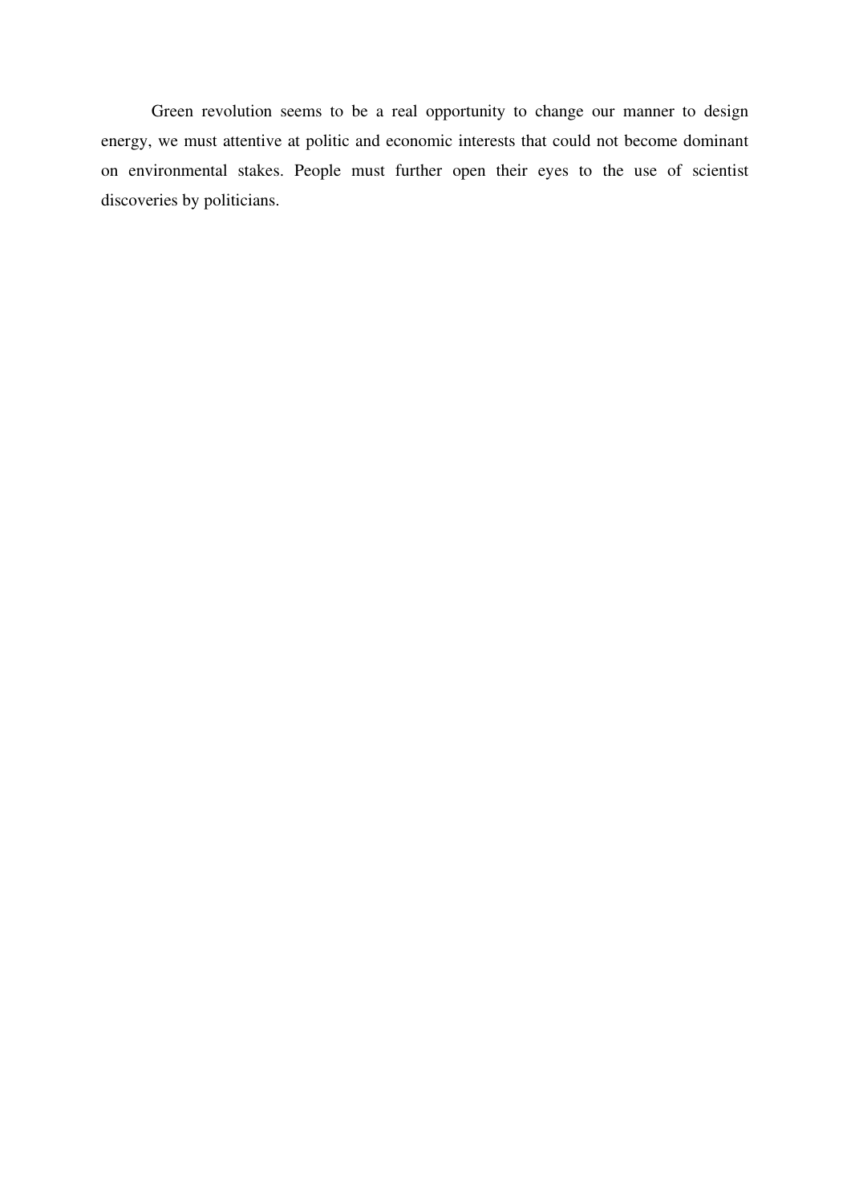Green revolution seems to be a real opportunity to change our manner to design energy, we must attentive at politic and economic interests that could not become dominant on environmental stakes. People must further open their eyes to the use of scientist discoveries by politicians.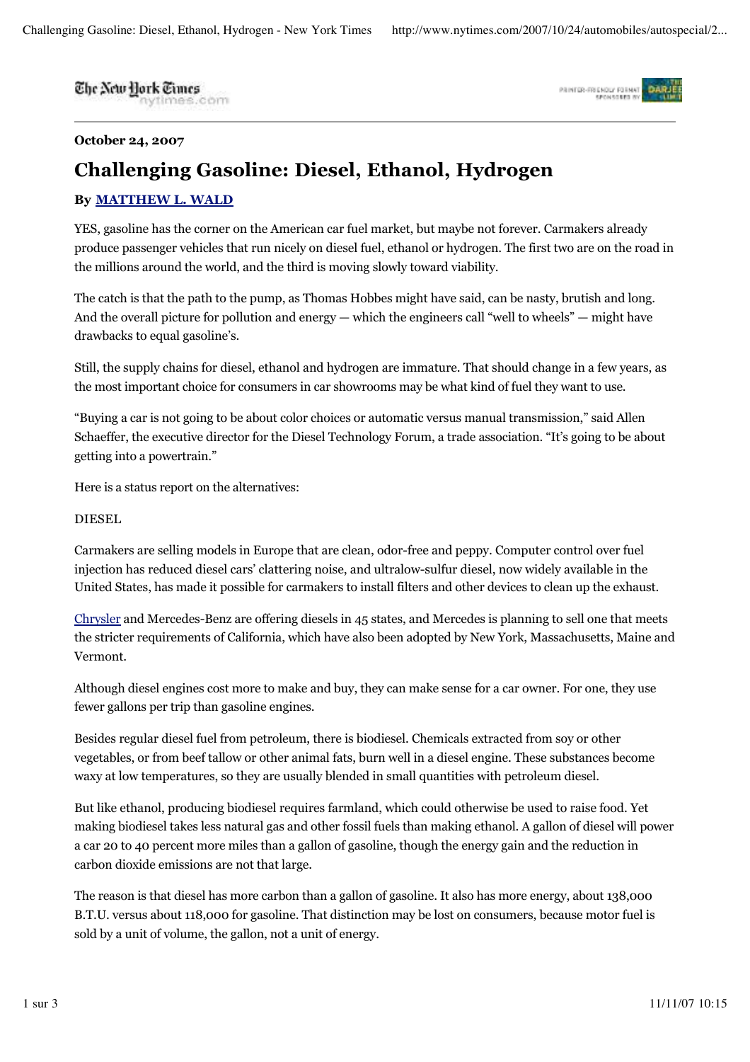**October 24, 2007**

# Challenging Gasoline: Diesel, Ethanol, Hydrogen

**By MATTHEW L. WALD**

YES, gasoline has the corner on the American car fuel market, but maybe not forever. Carmakers already produce passenger vehicles that run nicely on diesel fuel, ethanol or hydrogen. The first two are on the road in the millions around the world, and the third is moving slowly toward viability.

The catch is that the path to the pump, as Thomas Hobbes might have said, can be nasty, brutish and long. And the overall picture for pollution and energy — which the engineers call "well to wheels" — might have drawbacks to equal gasoline's.

Still, the supply chains for diesel, ethanol and hydrogen are immature. That should change in a few years, as the most important choice for consumers in car showrooms may be what kind of fuel they want to use.

"Buying a car is not going to be about color choices or automatic versus manual transmission," said Allen Schaeffer, the executive director for the Diesel Technology Forum, a trade association. "It's going to be about getting into a powertrain."

Here is a status report on the alternatives:

DIESEL

Carmakers are selling models in Europe that are clean, odor-free and peppy. Computer control over fuel injection has reduced diesel cars' clattering noise, and ultralow-sulfur diesel, now widely available in the United States, has made it possible for carmakers to install filters and other devices to clean up the exhaust.

Chrysler and Mercedes-Benz are offering diesels in 45 states, and Mercedes is planning to sell one that meets the stricter requirements of California, which have also been adopted by New York, Massachusetts, Maine and Vermont.

Although diesel engines cost more to make and buy, they can make sense for a car owner. For one, they use fewer gallons per trip than gasoline engines.

Besides regular diesel fuel from petroleum, there is biodiesel. Chemicals extracted from soy or other vegetables, or from beef tallow or other animal fats, burn well in a diesel engine. These substances become waxy at low temperatures, so they are usually blended in small quantities with petroleum diesel.

But like ethanol, producing biodiesel requires farmland, which could otherwise be used to raise food. Yet making biodiesel takes less natural gas and other fossil fuels than making ethanol. A gallon of diesel will power a car 20 to 40 percent more miles than a gallon of gasoline, though the energy gain and the reduction in carbon dioxide emissions are not that large.

The reason is that diesel has more carbon than a gallon of gasoline. It also has more energy, about 138,000 B.T.U. versus about 118,000 for gasoline. That distinction may be lost on consumers, because motor fuel is sold by a unit of volume, the gallon, not a unit of energy.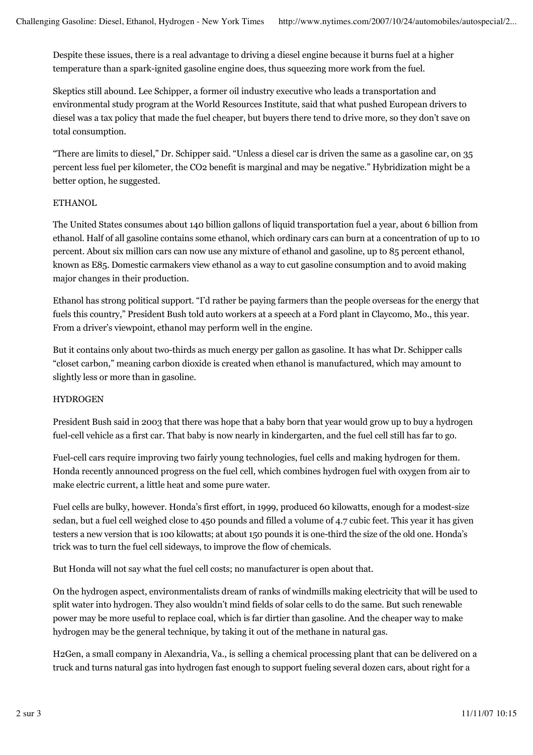Despite these issues, there is a real advantage to driving a diesel engine because it burns fuel at a higher temperature than a spark-ignited gasoline engine does, thus squeezing more work from the fuel.

Skeptics still abound. Lee Schipper, a former oil industry executive who leads a transportation and environmental study program at the World Resources Institute, said that what pushed European drivers to diesel was a tax policy that made the fuel cheaper, but buyers there tend to drive more, so they don't save on total consumption.

"There are limits to diesel," Dr. Schipper said. "Unless a diesel car is driven the same as a gasoline car, on 35 percent less fuel per kilometer, the $CO_2$ benefit is marginal and may be negative." Hybridization might be a better option, he suggested.

## ETHANOL

The United States consumes about 140 billion gallons of liquid transportation fuel a year, about 6 billion from ethanol. Half of all gasoline contains some ethanol, which ordinary cars can burn at a concentration of up to 10 percent. About six million cars can now use any mixture of ethanol and gasoline, up to 85 percent ethanol, known as E85. Domestic carmakers view ethanol as a way to cut gasoline consumption and to avoid making major changes in their production.

Ethanol has strong political support. "I'd rather be paying farmers than the people overseas for the energy that fuels this country," President Bush told auto workers at a speech at a Ford plant in Claycomo, Mo., this year. From a driver's viewpoint, ethanol may perform well in the engine.

But it contains only about two-thirds as much energy per gallon as gasoline. It has what Dr. Schipper calls "closet carbon," meaning carbon dioxide is created when ethanol is manufactured, which may amount to slightly less or more than in gasoline.

## HYDROGEN

President Bush said in 2003 that there was hope that a baby born that year would grow up to buy a hydrogen fuel-cell vehicle as a first car. That baby is now nearly in kindergarten, and the fuel cell still has far to go.

Fuel-cell cars require improving two fairly young technologies, fuel cells and making hydrogen for them. Honda recently announced progress on the fuel cell, which combines hydrogen fuel with oxygen from air to make electric current, a little heat and some pure water.

Fuel cells are bulky, however. Honda's first effort, in 1999, produced 60 kilowatts, enough for a modest-size sedan, but a fuel cell weighed close to 450 pounds and filled a volume of 4.7 cubic feet. This year it has given testers a new version that is 100 kilowatts; at about 150 pounds it is one-third the size of the old one. Honda's trick was to turn the fuel cell sideways, to improve the flow of chemicals.

But Honda will not say what the fuel cell costs; no manufacturer is open about that.

On the hydrogen aspect, environmentalists dream of ranks of windmills making electricity that will be used to split water into hydrogen. They also wouldn't mind fields of solar cells to do the same. But such renewable power may be more useful to replace coal, which is far dirtier than gasoline. And the cheaper way to make hydrogen may be the general technique, by taking it out of the methane in natural gas.

H2Gen, a small company in Alexandria, Va., is selling a chemical processing plant that can be delivered on a truck and turns natural gas into hydrogen fast enough to support fueling several dozen cars, about right for a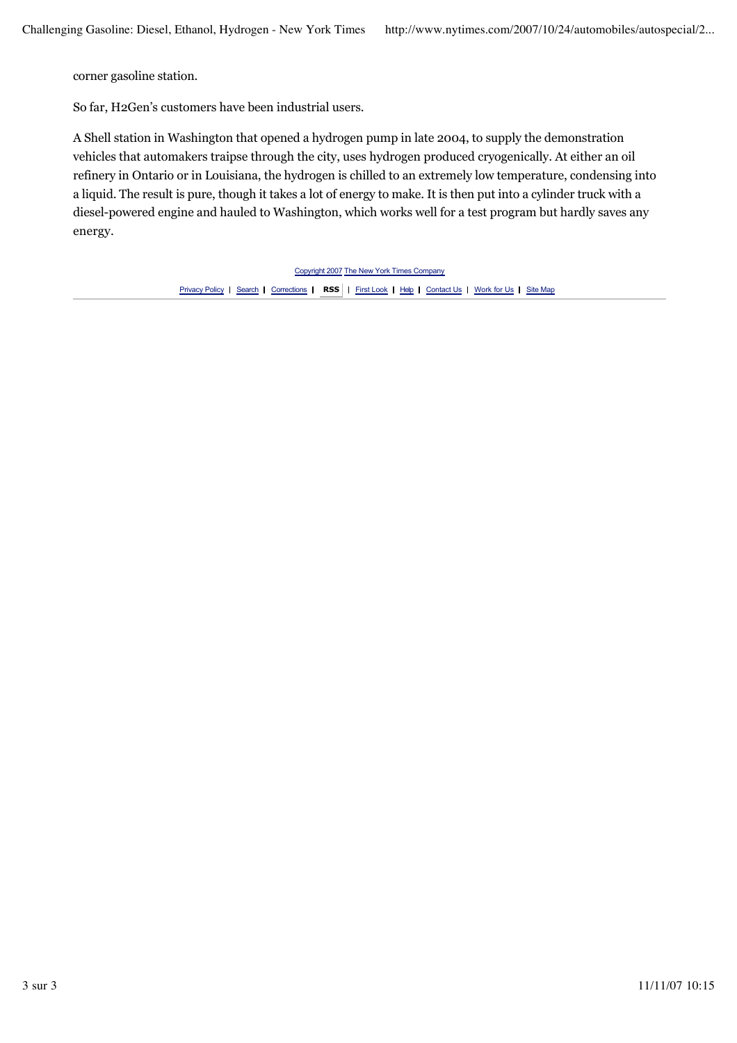corner gasoline station.

So far, H2Gen's customers have been industrial users.

A Shell station in Washington that opened a hydrogen pump in late 2004, to supply the demonstration vehicles that automakers traipse through the city, uses hydrogen produced cryogenically. At either an oil refinery in Ontario or in Louisiana, the hydrogen is chilled to an extremely low temperature, condensing into a liquid. The result is pure, though it takes a lot of energy to make. It is then put into a cylinder truck with a diesel-powered engine and hauled to Washington, which works well for a test program but hardly saves any energy.

Copyright 2007 The New York Times Company

Privacy Policy | Search | Corrections | RSS | First Look | Help | Contact Us | Work for Us | Site Map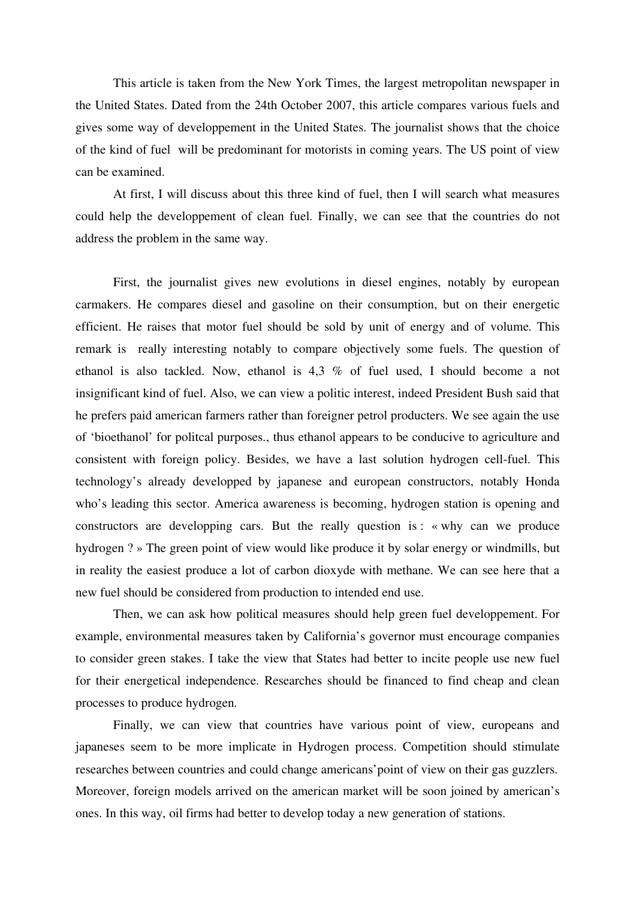This article is taken from the New York Times, the largest metropolitan newspaper in the United States. Dated from the 24th October 2007, this article compares various fuels and gives some way of developpement in the United States. The journalist shows that the choice of the kind of fuel will be predominant for motorists in coming years. The US point of view can be examined.

At first, I will discuss about this three kind of fuel, then I will search what measures could help the developpement of clean fuel. Finally, we can see that the countries do not address the problem in the same way.

First, the journalist gives new evolutions in diesel engines, notably by european carmakers. He compares diesel and gasoline on their consumption, but on their energetic efficient. He raises that motor fuel should be sold by unit of energy and of volume. This remark is really interesting notably to compare objectively some fuels. The question of ethanol is also tackled. Now, ethanol is 4,3 % of fuel used, I should become a not insignificant kind of fuel. Also, we can view a politic interest, indeed President Bush said that he prefers paid american farmers rather than foreigner petrol producters. We see again the use of 'bioethanol' for politcal purposes., thus ethanol appears to be conducive to agriculture and consistent with foreign policy. Besides, we have a last solution hydrogen cell-fuel. This technology's already developped by japanese and european constructors, notably Honda who's leading this sector. America awareness is becoming, hydrogen station is opening and constructors are developping cars. But the really question is : « why can we produce hydrogen ? » The green point of view would like produce it by solar energy or windmills, but in reality the easiest produce a lot of carbon dioxyde with methane. We can see here that a new fuel should be considered from production to intended end use.

Then, we can ask how political measures should help green fuel developpement. For example, environmental measures taken by California's governor must encourage companies to consider green stakes. I take the view that States had better to incite people use new fuel for their energetical independence. Researches should be financed to find cheap and clean processes to produce hydrogen.

Finally, we can view that countries have various point of view, europeans and japaneses seem to be more implicate in Hydrogen process. Competition should stimulate researches between countries and could change americans'point of view on their gas guzzlers. Moreover, foreign models arrived on the american market will be soon joined by american's ones. In this way, oil firms had better to develop today a new generation of stations.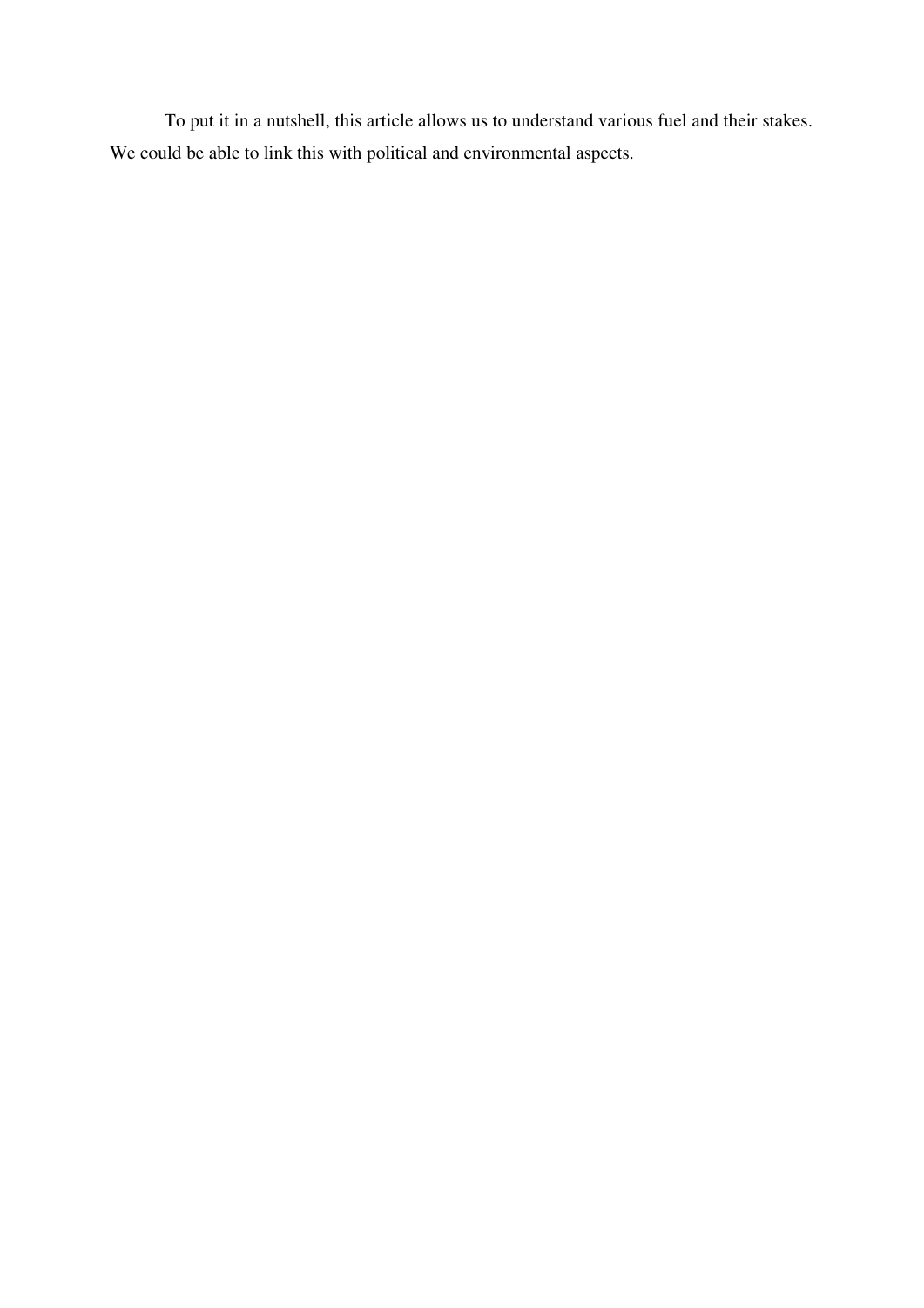To put it in a nutshell, this article allows us to understand various fuel and their stakes. We could be able to link this with political and environmental aspects.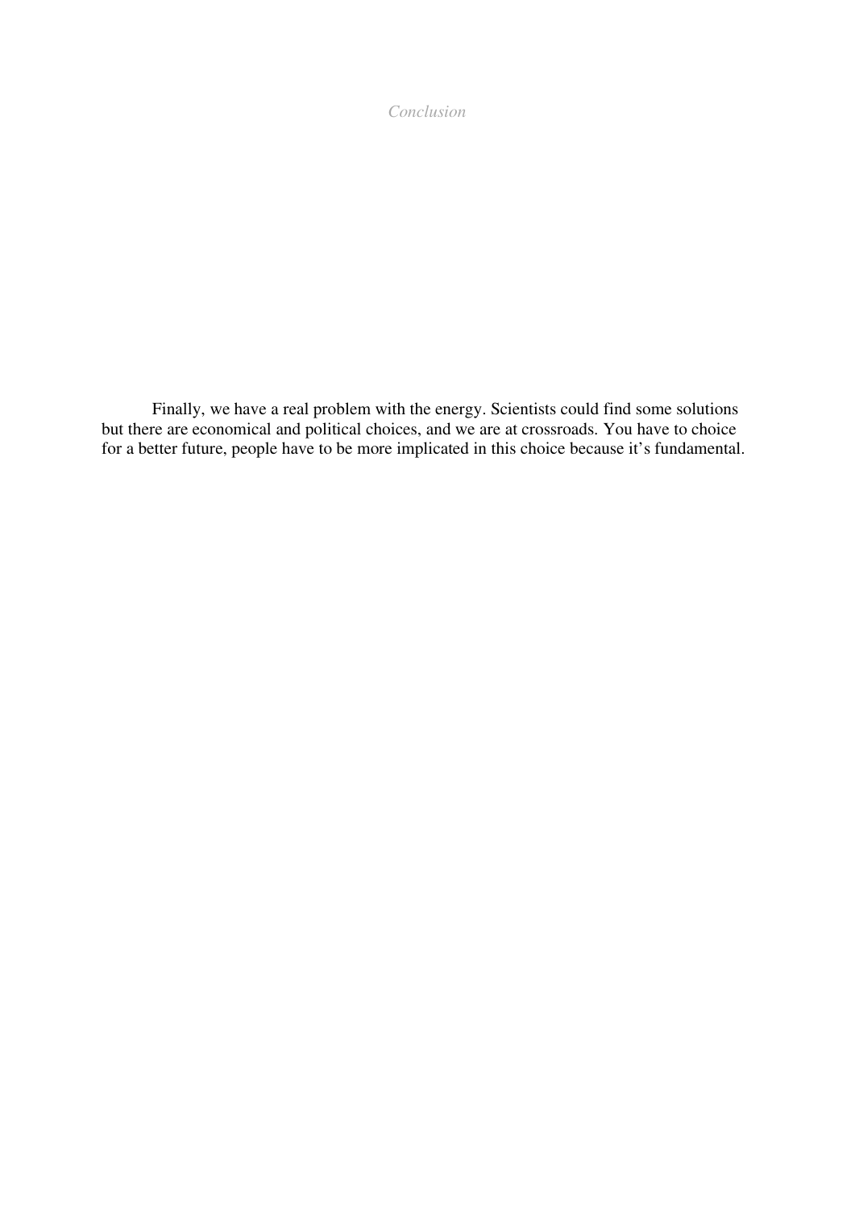# *Conclusion*

Finally, we have a real problem with the energy. Scientists could find some solutions but there are economical and political choices, and we are at crossroads. You have to choice for a better future, people have to be more implicated in this choice because it's fundamental.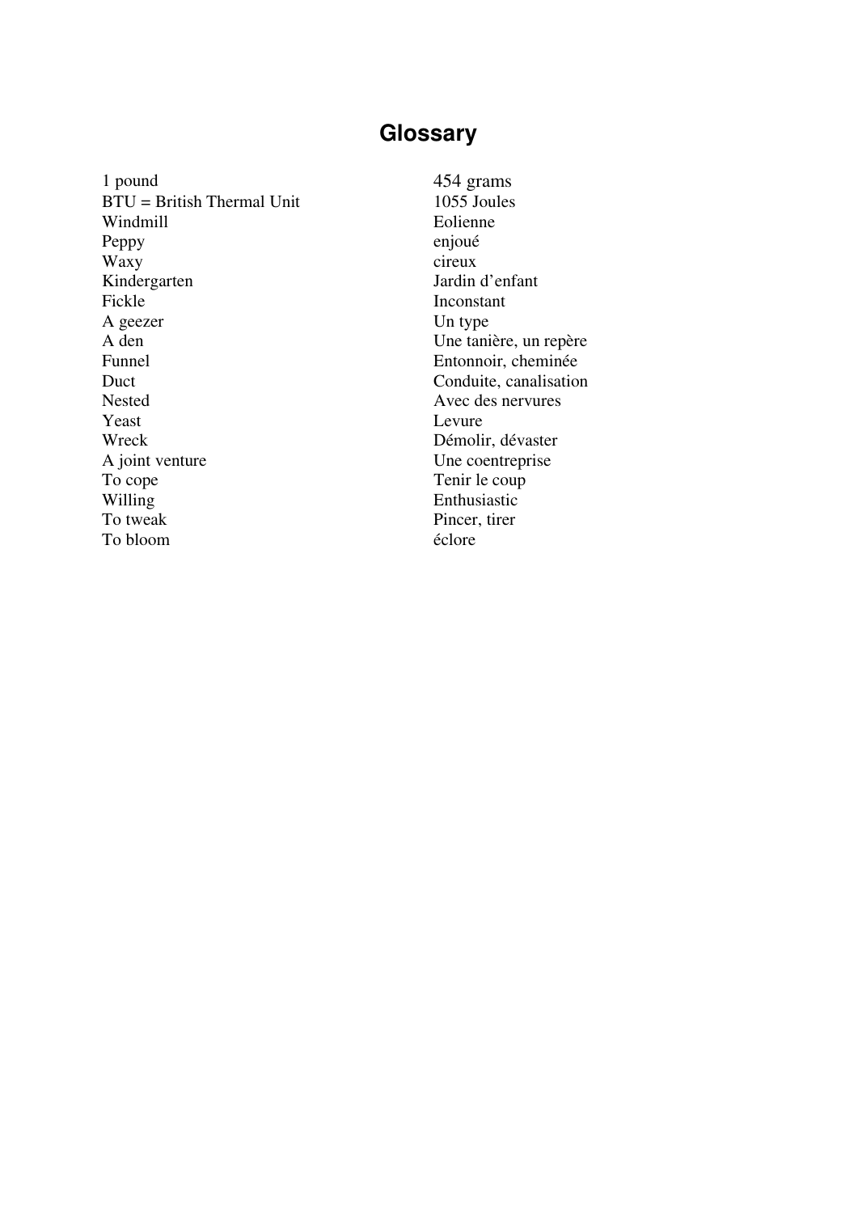## Glossary

| | |
|---|---|
| 1 pound | 454 grams |
| BTU = British Thermal Unit | 1055 Joules |
| Windmill | Eolienne |
| Peppy | enjoué |
| Waxy | cireux |
| Kindergarten | Jardin d'enfant |
| Fickle | Inconstant |
| A geezer | Un type |
| A den | Une tanière, un repère |
| Funnel | Entonnoir, cheminée |
| Duct | Conduite, canalisation |
| Nested | Avec des nervures |
| Yeast | Levure |
| Wreck | Démolir, dévaster |
| A joint venture | Une coentreprise |
| To cope | Tenir le coup |
| Willing | Enthusiastic |
| To tweak | Pincer, tirer |
| To bloom | éclore |